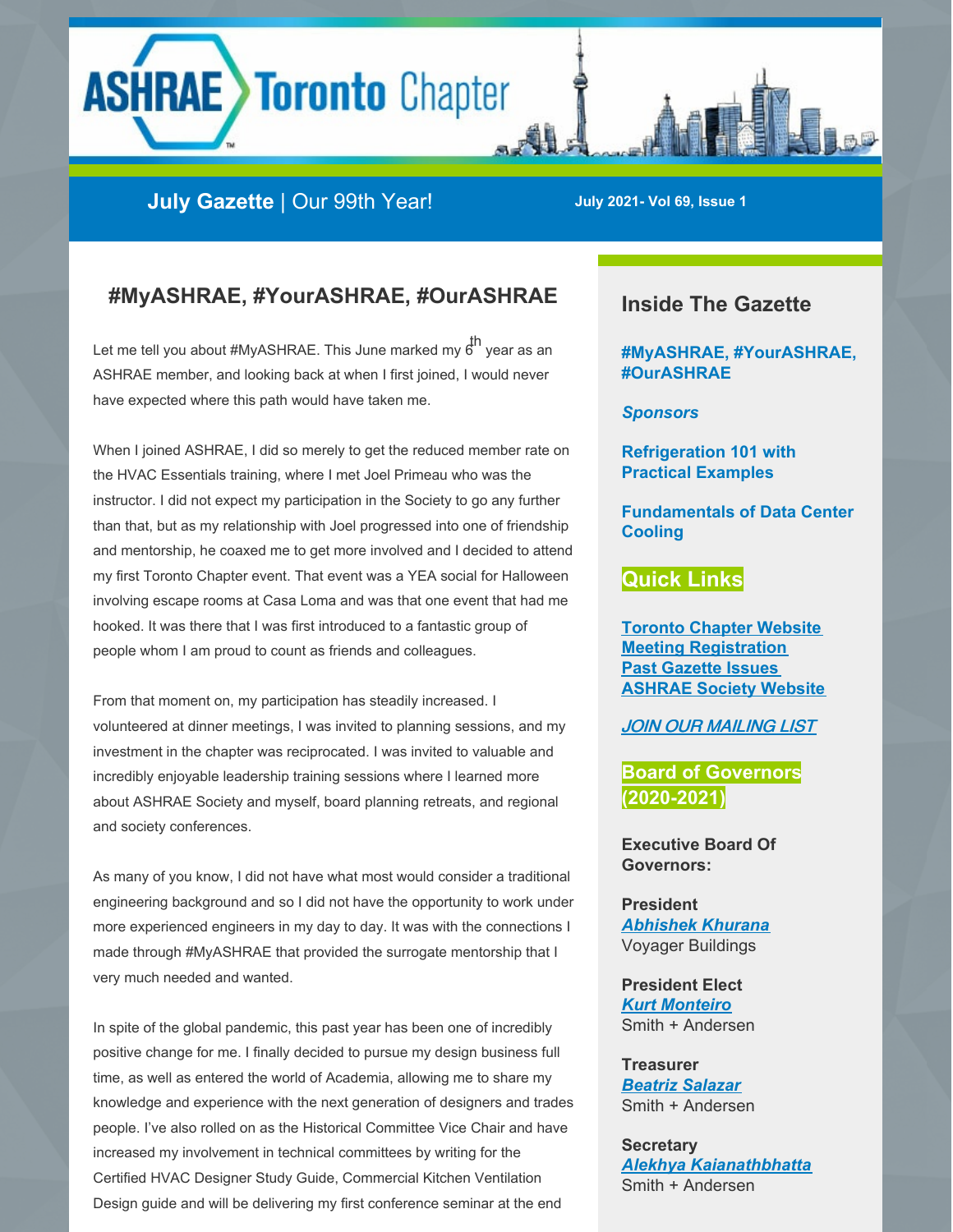# ASHRAE Toronto Chapter

**July Gazette** | Our 99th Year!

**July 2021- Vol 69, Issue 1**

## #MyASHRAE, #YourASHRAE, #OurASHRAE

Let me tell you about #MyASHRAE. This June marked my 6th year as an ASHRAE member, and looking back at when I first joined, I would never have expected where this path would have taken me.

When I joined ASHRAE, I did so merely to get the reduced member rate on the HVAC Essentials training, where I met Joel Primeau who was the instructor. I did not expect my participation in the Society to go any further than that, but as my relationship with Joel progressed into one of friendship and mentorship, he coaxed me to get more involved and I decided to attend my first Toronto Chapter event. That event was a YEA social for Halloween involving escape rooms at Casa Loma and was that one event that had me hooked. It was there that I was first introduced to a fantastic group of people whom I am proud to count as friends and colleagues.

From that moment on, my participation has steadily increased. I volunteered at dinner meetings, I was invited to planning sessions, and my investment in the chapter was reciprocated. I was invited to valuable and incredibly enjoyable leadership training sessions where I learned more about ASHRAE Society and myself, board planning retreats, and regional and society conferences.

As many of you know, I did not have what most would consider a traditional engineering background and so I did not have the opportunity to work under more experienced engineers in my day to day. It was with the connections I made through #MyASHRAE that provided the surrogate mentorship that I very much needed and wanted.

In spite of the global pandemic, this past year has been one of incredibly positive change for me. I finally decided to pursue my design business full time, as well as entered the world of Academia, allowing me to share my knowledge and experience with the next generation of designers and trades people. I've also rolled on as the Historical Committee Vice Chair and have increased my involvement in technical committees by writing for the Certified HVAC Designer Study Guide, Commercial Kitchen Ventilation Design guide and will be delivering my first conference seminar at the end

## Inside The Gazette

**#MyASHRAE, #YourASHRAE, #OurASHRAE**

***Sponsors***

**Refrigeration 101 with Practical Examples**

**Fundamentals of Data Center Cooling**

## Quick Links

**Toronto Chapter Website**
**Meeting Registration**
**Past Gazette Issues**
**ASHRAE Society Website**

*JOIN OUR MAILING LIST*

## Board of Governors (2020-2021)

**Executive Board Of Governors:**

**President**
***Abhishek Khurana***
Voyager Buildings

**President Elect**
***Kurt Monteiro***
Smith + Andersen

**Treasurer**
***Beatriz Salazar***
Smith + Andersen

**Secretary**
***Alekhya Kaianathbhatta***
Smith + Andersen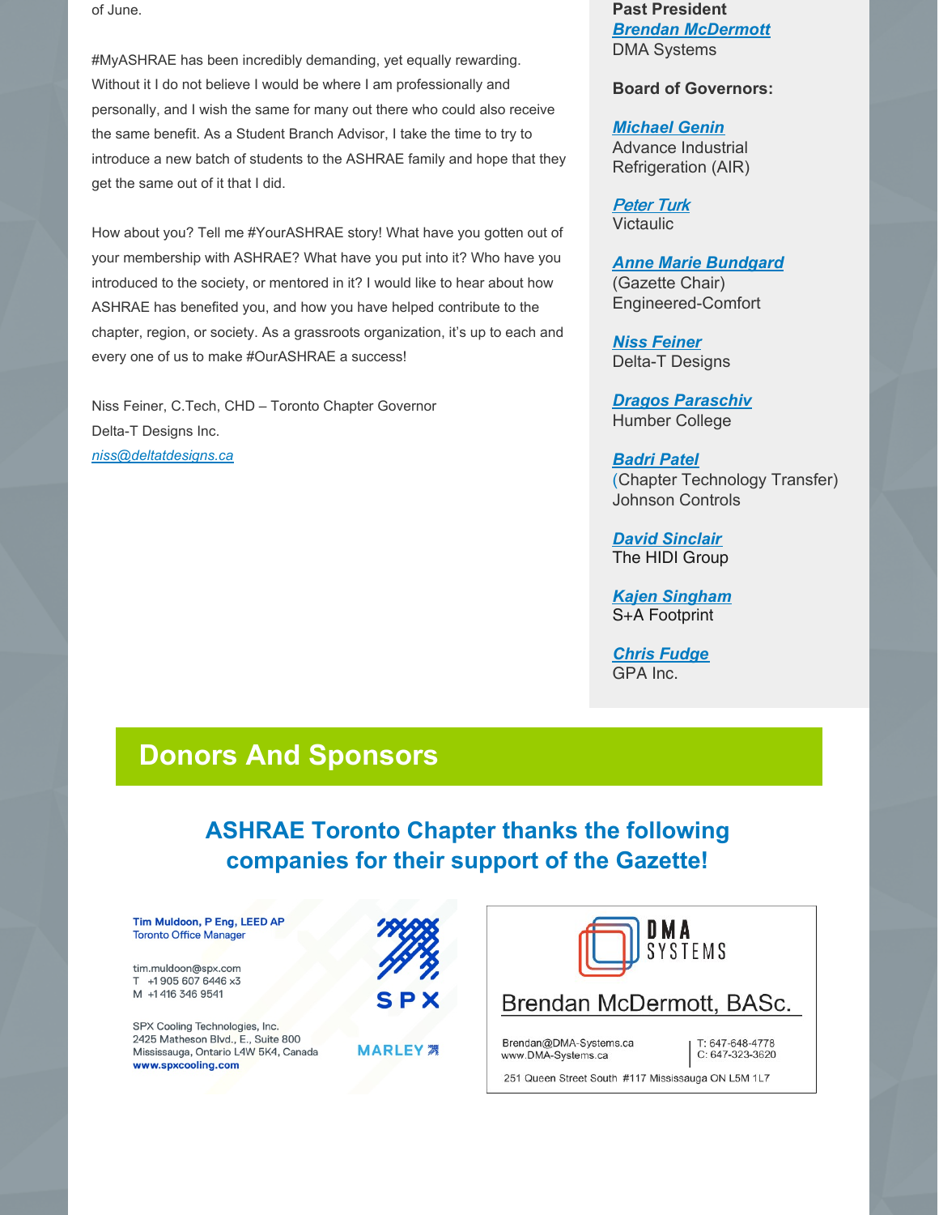of June.

#MyASHRAE has been incredibly demanding, yet equally rewarding. Without it I do not believe I would be where I am professionally and personally, and I wish the same for many out there who could also receive the same benefit. As a Student Branch Advisor, I take the time to try to introduce a new batch of students to the ASHRAE family and hope that they get the same out of it that I did.

How about you? Tell me #YourASHRAE story! What have you gotten out of your membership with ASHRAE? What have you put into it? Who have you introduced to the society, or mentored in it? I would like to hear about how ASHRAE has benefited you, and how you have helped contribute to the chapter, region, or society. As a grassroots organization, it's up to each and every one of us to make #OurASHRAE a success!

Niss Feiner, C.Tech, CHD – Toronto Chapter Governor
Delta-T Designs Inc.
*niss@deltatdesigns.ca*

**Past President**
***Brendan McDermott***
DMA Systems

**Board of Governors:**

***Michael Genin***
Advance Industrial Refrigeration (AIR)

***Peter Turk***
Victaulic

***Anne Marie Bundgard***
(Gazette Chair)
Engineered-Comfort

***Niss Feiner***
Delta-T Designs

***Dragos Paraschiv***
Humber College

***Badri Patel***
(Chapter Technology Transfer)
Johnson Controls

***David Sinclair***
The HIDI Group

***Kajen Singham***
S+A Footprint

***Chris Fudge***
GPA Inc.

## Donors And Sponsors

### ASHRAE Toronto Chapter thanks the following companies for their support of the Gazette!

**Tim Muldoon, P Eng, LEED AP**
Toronto Office Manager

tim.muldoon@spx.com
T +1 905 607 6446 x3
M +1 416 346 9541

SPX Cooling Technologies, Inc.
2425 Matheson Blvd., E., Suite 800
Mississauga, Ontario L4W 5K4, Canada
**www.spxcooling.com**

SPX
MARLEY

DMA SYSTEMS

Brendan McDermott, BASc.

Brendan@DMA-Systems.ca
www.DMA-Systems.ca

T: 647-648-4778
C: 647-323-3620

251 Queen Street South #117 Mississauga ON L5M 1L7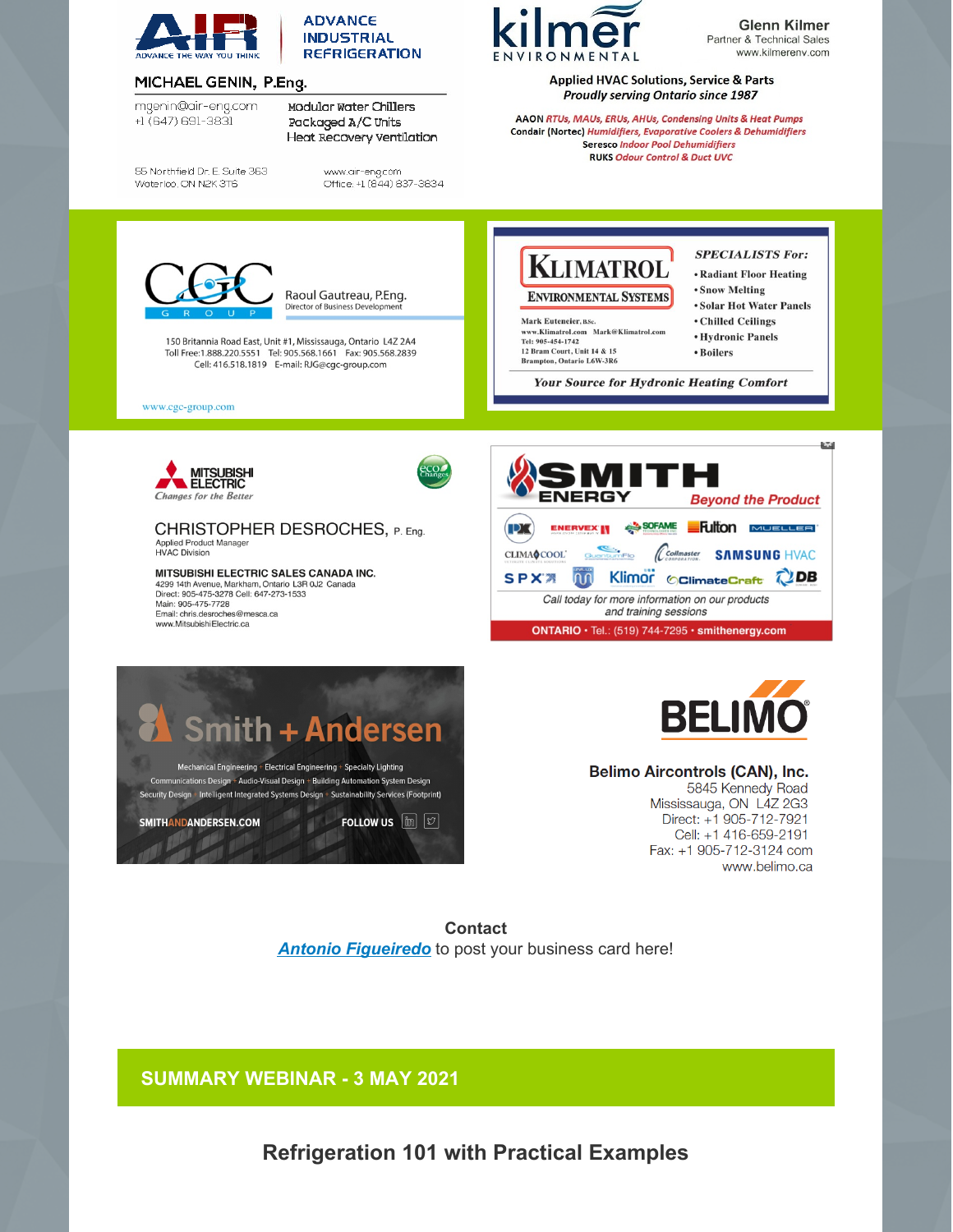**AIR** ADVANCE THE WAY YOU THINK

ADVANCE INDUSTRIAL REFRIGERATION

MICHAEL GENIN, P.Eng.

mgenin@air-eng.com
+1 (647) 691-3831

Modular Water Chillers
Packaged A/C Units
Heat Recovery Ventilation

55 Northfield Dr. E. Suite 363
Waterloo, ON N2K 3T6

www.air-eng.com
Office: +1 (844) 837-3834

---

**kilmer** ENVIRONMENTAL

Glenn Kilmer
Partner & Technical Sales
www.kilmerenv.com

**Applied HVAC Solutions, Service & Parts**
***Proudly serving Ontario since 1987***

**AAON** *RTUs, MAUs, ERUs, AHUs, Condensing Units & Heat Pumps*
**Condair (Nortec)** *Humidifiers, Evaporative Coolers & Dehumidifiers*
**Seresco** *Indoor Pool Dehumidifiers*
**RUKS** *Odour Control & Duct UVC*

---

**CGC GROUP**

Raoul Gautreau, P.Eng.
Director of Business Development

150 Britannia Road East, Unit #1, Mississauga, Ontario L4Z 2A4
Toll Free:1.888.220.5551 Tel: 905.568.1661 Fax: 905.568.2839
Cell: 416.518.1819 E-mail: RJG@cgc-group.com

www.cgc-group.com

---

**KLIMATROL ENVIRONMENTAL SYSTEMS**

Mark Euteneier, B.Sc.
www.Klimatrol.com Mark@Klimatrol.com
Tel: 905-454-1742
12 Bram Court, Unit 14 & 15
Brampton, Ontario L6W-3R6

*SPECIALISTS For:*
- Radiant Floor Heating
- Snow Melting
- Solar Hot Water Panels
- Chilled Ceilings
- Hydronic Panels
- Boilers

*Your Source for Hydronic Heating Comfort*

---

**MITSUBISHI ELECTRIC**
*Changes for the Better*

eco Changes

CHRISTOPHER DESROCHES, P. Eng.
Applied Product Manager
HVAC Division

**MITSUBISHI ELECTRIC SALES CANADA INC.**
4299 14th Avenue, Markham, Ontario L3R 0J2 Canada
Direct: 905-475-3278 Cell: 647-273-1533
Main: 905-475-7728
Email: chris.desroches@mesca.ca
www.MitsubishiElectric.ca

---

**SMITH ENERGY**
*Beyond the Product*

PX · ENERVEX · SOFAME · Fulton · MUELLER · CLIMACOOL · QuantumFlo · Collmaster · SAMSUNG HVAC · SPX · Klimor · ClimateCraft · DB

*Call today for more information on our products and training sessions*

**ONTARIO** • Tel.: (519) 744-7295 • **smithenergy.com**

---

**Smith + Andersen**

Mechanical Engineering • Electrical Engineering • Specialty Lighting
Communications Design • Audio-Visual Design • Building Automation System Design
Security Design • Intelligent Integrated Systems Design • Sustainability Services (Footprint)

SMITHANDANDERSEN.COM FOLLOW US

---

**BELIMO**

**Belimo Aircontrols (CAN), Inc.**
5845 Kennedy Road
Mississauga, ON L4Z 2G3
Direct: +1 905-712-7921
Cell: +1 416-659-2191
Fax: +1 905-712-3124 com
www.belimo.ca

---

**Contact**
***Antonio Figueiredo*** to post your business card here!

## SUMMARY WEBINAR - 3 MAY 2021

## Refrigeration 101 with Practical Examples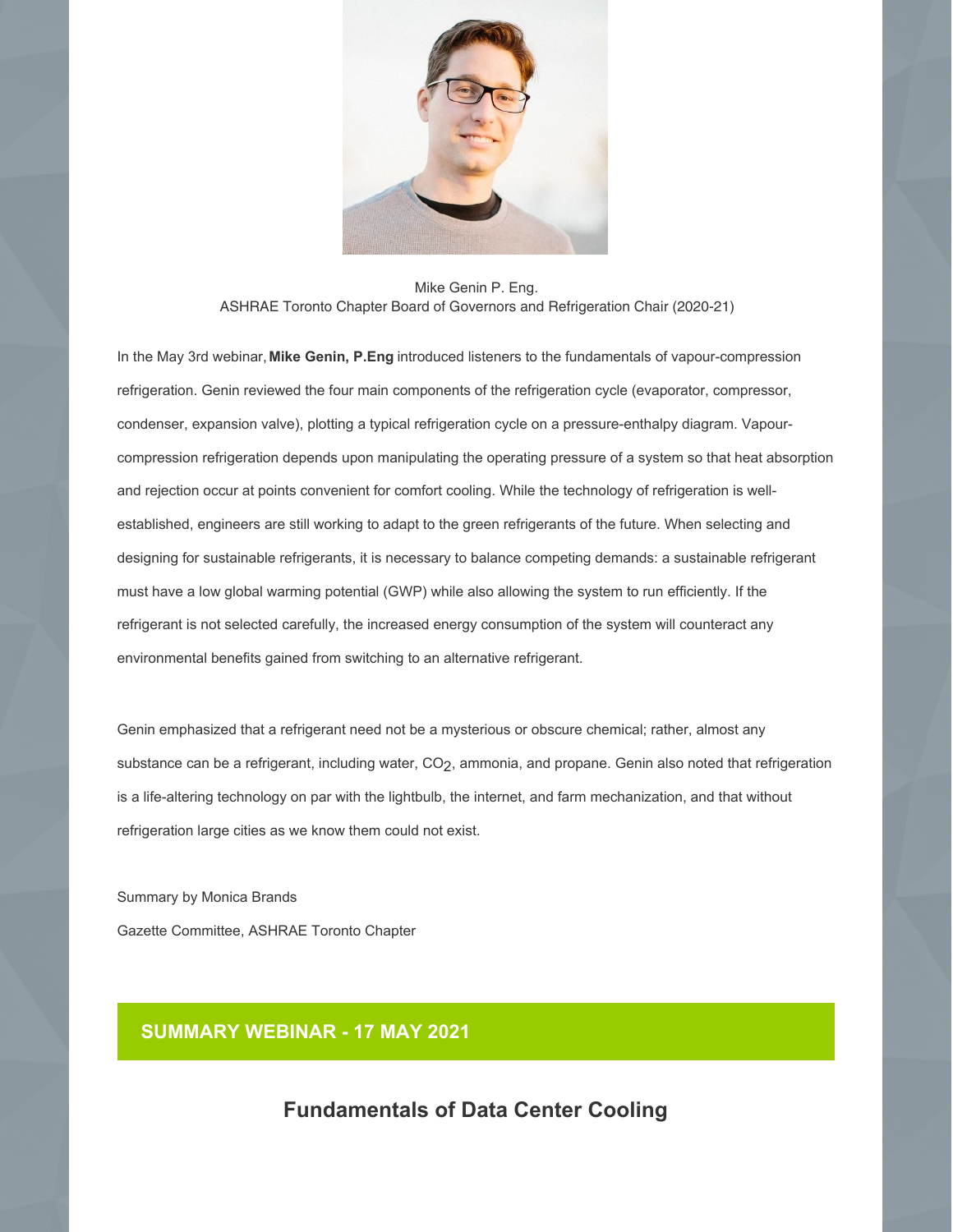Mike Genin P. Eng.
ASHRAE Toronto Chapter Board of Governors and Refrigeration Chair (2020-21)

In the May 3rd webinar, **Mike Genin, P.Eng** introduced listeners to the fundamentals of vapour-compression refrigeration. Genin reviewed the four main components of the refrigeration cycle (evaporator, compressor, condenser, expansion valve), plotting a typical refrigeration cycle on a pressure-enthalpy diagram. Vapour-compression refrigeration depends upon manipulating the operating pressure of a system so that heat absorption and rejection occur at points convenient for comfort cooling. While the technology of refrigeration is well-established, engineers are still working to adapt to the green refrigerants of the future. When selecting and designing for sustainable refrigerants, it is necessary to balance competing demands: a sustainable refrigerant must have a low global warming potential (GWP) while also allowing the system to run efficiently. If the refrigerant is not selected carefully, the increased energy consumption of the system will counteract any environmental benefits gained from switching to an alternative refrigerant.

Genin emphasized that a refrigerant need not be a mysterious or obscure chemical; rather, almost any substance can be a refrigerant, including water, $CO_2$, ammonia, and propane. Genin also noted that refrigeration is a life-altering technology on par with the lightbulb, the internet, and farm mechanization, and that without refrigeration large cities as we know them could not exist.

Summary by Monica Brands

Gazette Committee, ASHRAE Toronto Chapter

## SUMMARY WEBINAR - 17 MAY 2021

### Fundamentals of Data Center Cooling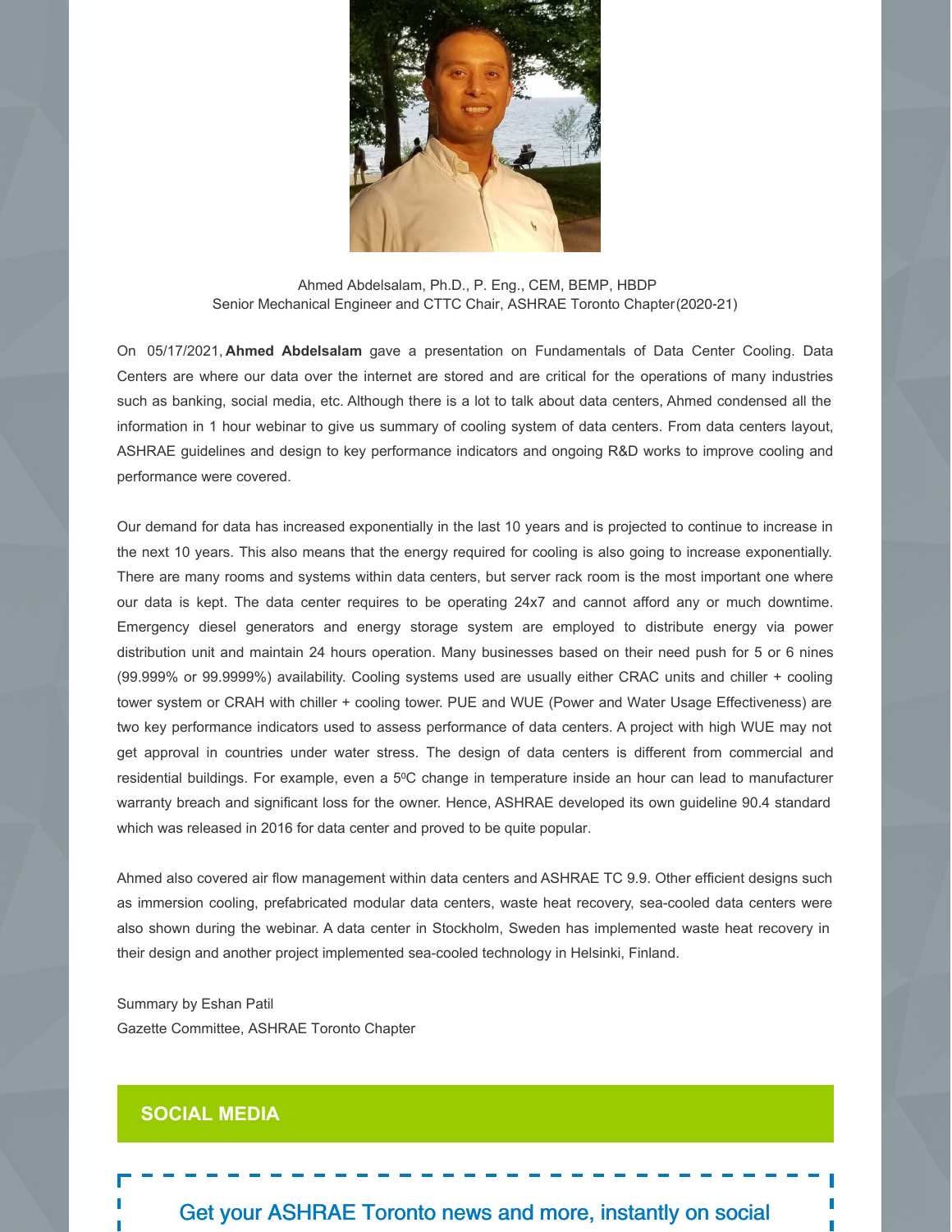Ahmed Abdelsalam, Ph.D., P. Eng., CEM, BEMP, HBDP
Senior Mechanical Engineer and CTTC Chair, ASHRAE Toronto Chapter(2020-21)

On 05/17/2021, **Ahmed Abdelsalam** gave a presentation on Fundamentals of Data Center Cooling. Data Centers are where our data over the internet are stored and are critical for the operations of many industries such as banking, social media, etc. Although there is a lot to talk about data centers, Ahmed condensed all the information in 1 hour webinar to give us summary of cooling system of data centers. From data centers layout, ASHRAE guidelines and design to key performance indicators and ongoing R&D works to improve cooling and performance were covered.

Our demand for data has increased exponentially in the last 10 years and is projected to continue to increase in the next 10 years. This also means that the energy required for cooling is also going to increase exponentially. There are many rooms and systems within data centers, but server rack room is the most important one where our data is kept. The data center requires to be operating 24x7 and cannot afford any or much downtime. Emergency diesel generators and energy storage system are employed to distribute energy via power distribution unit and maintain 24 hours operation. Many businesses based on their need push for 5 or 6 nines (99.999% or 99.9999%) availability. Cooling systems used are usually either CRAC units and chiller + cooling tower system or CRAH with chiller + cooling tower. PUE and WUE (Power and Water Usage Effectiveness) are two key performance indicators used to assess performance of data centers. A project with high WUE may not get approval in countries under water stress. The design of data centers is different from commercial and residential buildings. For example, even a 5$^{0}$C change in temperature inside an hour can lead to manufacturer warranty breach and significant loss for the owner. Hence, ASHRAE developed its own guideline 90.4 standard which was released in 2016 for data center and proved to be quite popular.

Ahmed also covered air flow management within data centers and ASHRAE TC 9.9. Other efficient designs such as immersion cooling, prefabricated modular data centers, waste heat recovery, sea-cooled data centers were also shown during the webinar. A data center in Stockholm, Sweden has implemented waste heat recovery in their design and another project implemented sea-cooled technology in Helsinki, Finland.

Summary by Eshan Patil
Gazette Committee, ASHRAE Toronto Chapter

## SOCIAL MEDIA

Get your ASHRAE Toronto news and more, instantly on social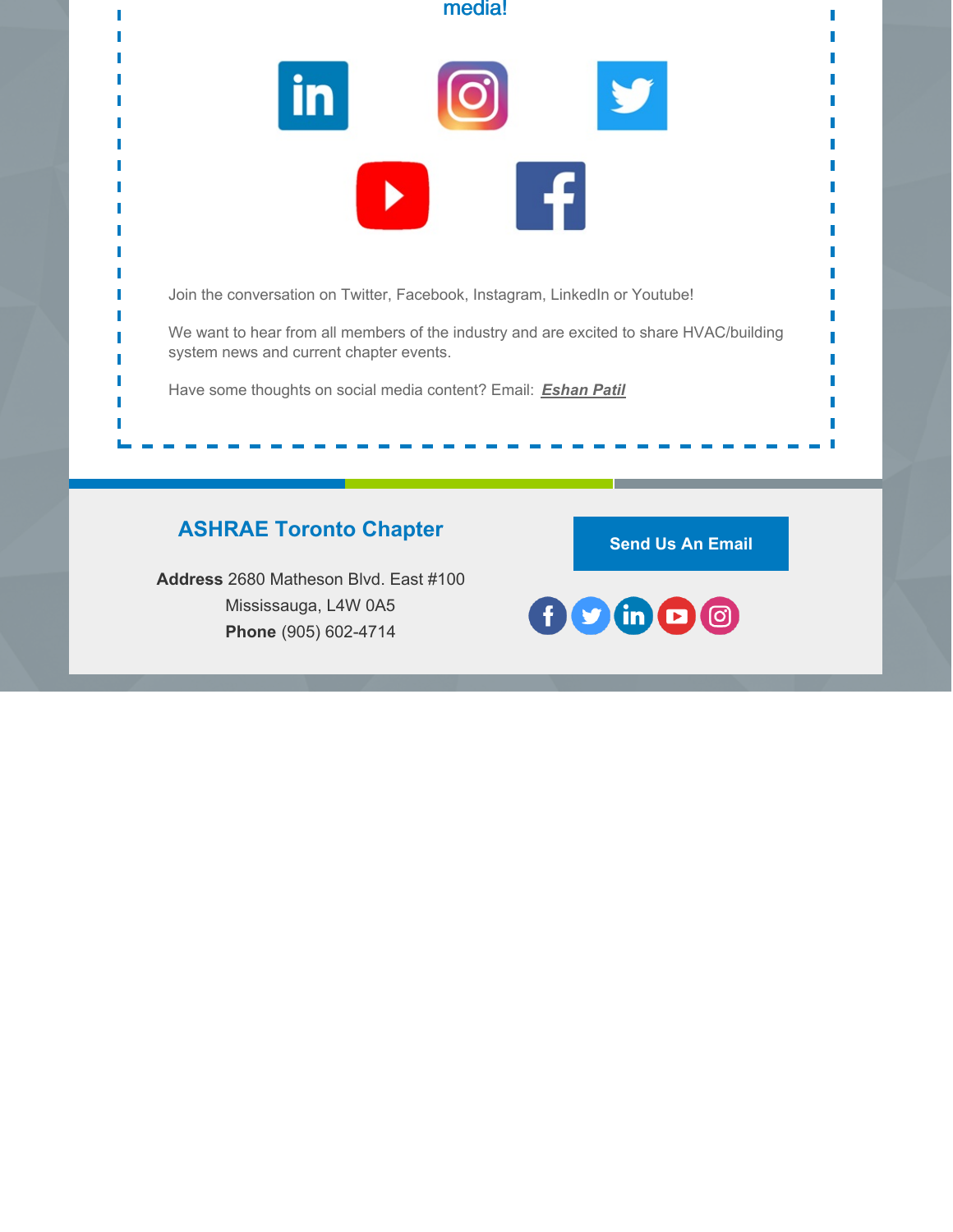media!

Join the conversation on Twitter, Facebook, Instagram, LinkedIn or Youtube!

We want to hear from all members of the industry and are excited to share HVAC/building system news and current chapter events.

Have some thoughts on social media content? Email: ***Eshan Patil***

## ASHRAE Toronto Chapter

**Address** 2680 Matheson Blvd. East #100
Mississauga, L4W 0A5
**Phone** (905) 602-4714

**Send Us An Email**